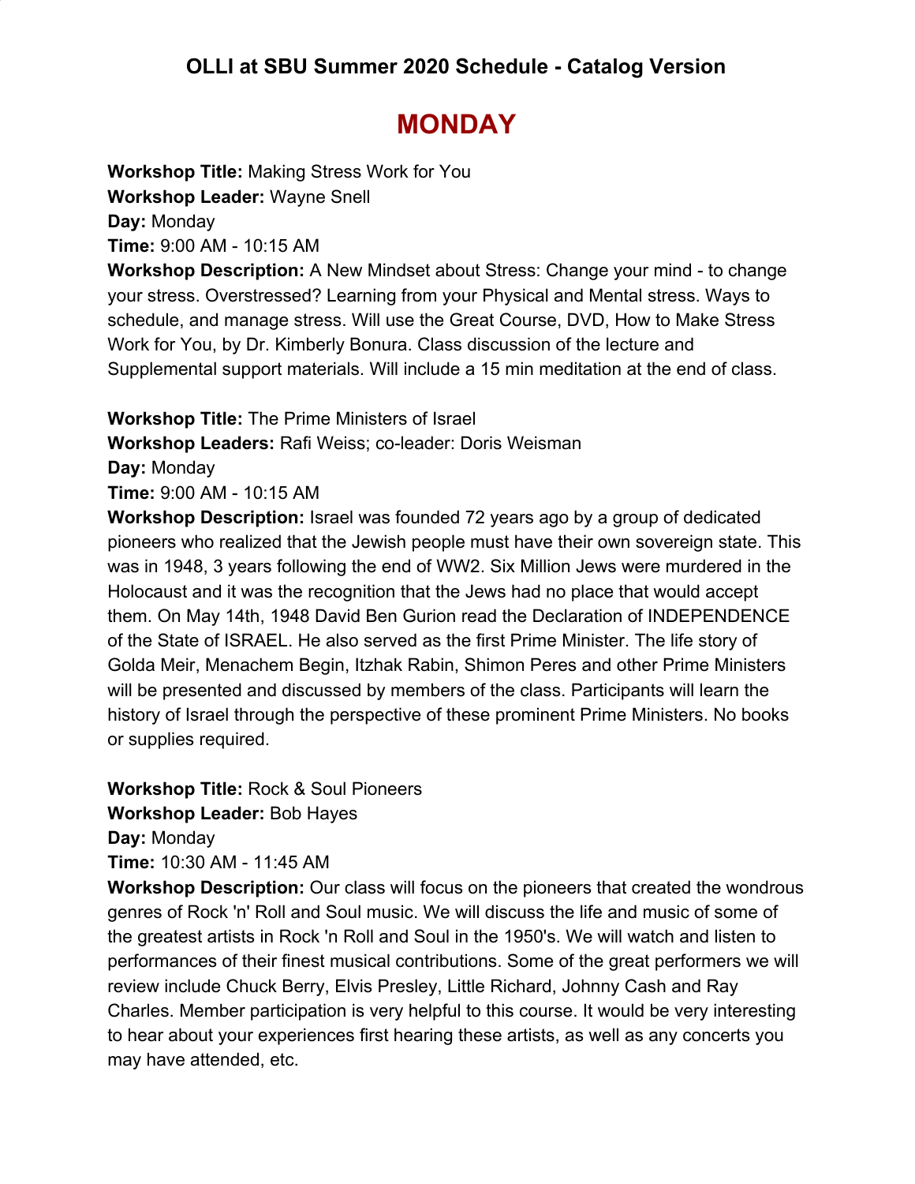# OLLI at SBU Summer 2020 Schedule - Catalog Version

## MONDAY

**Workshop Title:** Making Stress Work for You
**Workshop Leader:** Wayne Snell
**Day:** Monday
**Time:** 9:00 AM - 10:15 AM
**Workshop Description:** A New Mindset about Stress: Change your mind - to change your stress. Overstressed? Learning from your Physical and Mental stress. Ways to schedule, and manage stress. Will use the Great Course, DVD, How to Make Stress Work for You, by Dr. Kimberly Bonura. Class discussion of the lecture and Supplemental support materials. Will include a 15 min meditation at the end of class.

**Workshop Title:** The Prime Ministers of Israel
**Workshop Leaders:** Rafi Weiss; co-leader: Doris Weisman
**Day:** Monday
**Time:** 9:00 AM - 10:15 AM
**Workshop Description:** Israel was founded 72 years ago by a group of dedicated pioneers who realized that the Jewish people must have their own sovereign state. This was in 1948, 3 years following the end of WW2. Six Million Jews were murdered in the Holocaust and it was the recognition that the Jews had no place that would accept them. On May 14th, 1948 David Ben Gurion read the Declaration of INDEPENDENCE of the State of ISRAEL. He also served as the first Prime Minister. The life story of Golda Meir, Menachem Begin, Itzhak Rabin, Shimon Peres and other Prime Ministers will be presented and discussed by members of the class. Participants will learn the history of Israel through the perspective of these prominent Prime Ministers. No books or supplies required.

**Workshop Title:** Rock & Soul Pioneers
**Workshop Leader:** Bob Hayes
**Day:** Monday
**Time:** 10:30 AM - 11:45 AM
**Workshop Description:** Our class will focus on the pioneers that created the wondrous genres of Rock 'n' Roll and Soul music. We will discuss the life and music of some of the greatest artists in Rock 'n Roll and Soul in the 1950's. We will watch and listen to performances of their finest musical contributions. Some of the great performers we will review include Chuck Berry, Elvis Presley, Little Richard, Johnny Cash and Ray Charles. Member participation is very helpful to this course. It would be very interesting to hear about your experiences first hearing these artists, as well as any concerts you may have attended, etc.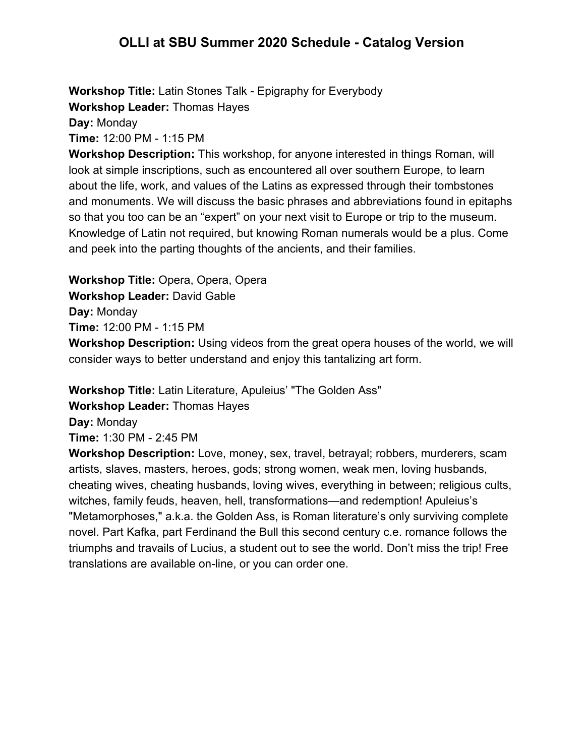# OLLI at SBU Summer 2020 Schedule - Catalog Version

**Workshop Title:** Latin Stones Talk - Epigraphy for Everybody
**Workshop Leader:** Thomas Hayes
**Day:** Monday
**Time:** 12:00 PM - 1:15 PM
**Workshop Description:** This workshop, for anyone interested in things Roman, will look at simple inscriptions, such as encountered all over southern Europe, to learn about the life, work, and values of the Latins as expressed through their tombstones and monuments. We will discuss the basic phrases and abbreviations found in epitaphs so that you too can be an "expert" on your next visit to Europe or trip to the museum. Knowledge of Latin not required, but knowing Roman numerals would be a plus. Come and peek into the parting thoughts of the ancients, and their families.

**Workshop Title:** Opera, Opera, Opera
**Workshop Leader:** David Gable
**Day:** Monday
**Time:** 12:00 PM - 1:15 PM
**Workshop Description:** Using videos from the great opera houses of the world, we will consider ways to better understand and enjoy this tantalizing art form.

**Workshop Title:** Latin Literature, Apuleius' "The Golden Ass"
**Workshop Leader:** Thomas Hayes
**Day:** Monday
**Time:** 1:30 PM - 2:45 PM
**Workshop Description:** Love, money, sex, travel, betrayal; robbers, murderers, scam artists, slaves, masters, heroes, gods; strong women, weak men, loving husbands, cheating wives, cheating husbands, loving wives, everything in between; religious cults, witches, family feuds, heaven, hell, transformations—and redemption! Apuleius's "Metamorphoses," a.k.a. the Golden Ass, is Roman literature's only surviving complete novel. Part Kafka, part Ferdinand the Bull this second century c.e. romance follows the triumphs and travails of Lucius, a student out to see the world. Don't miss the trip! Free translations are available on-line, or you can order one.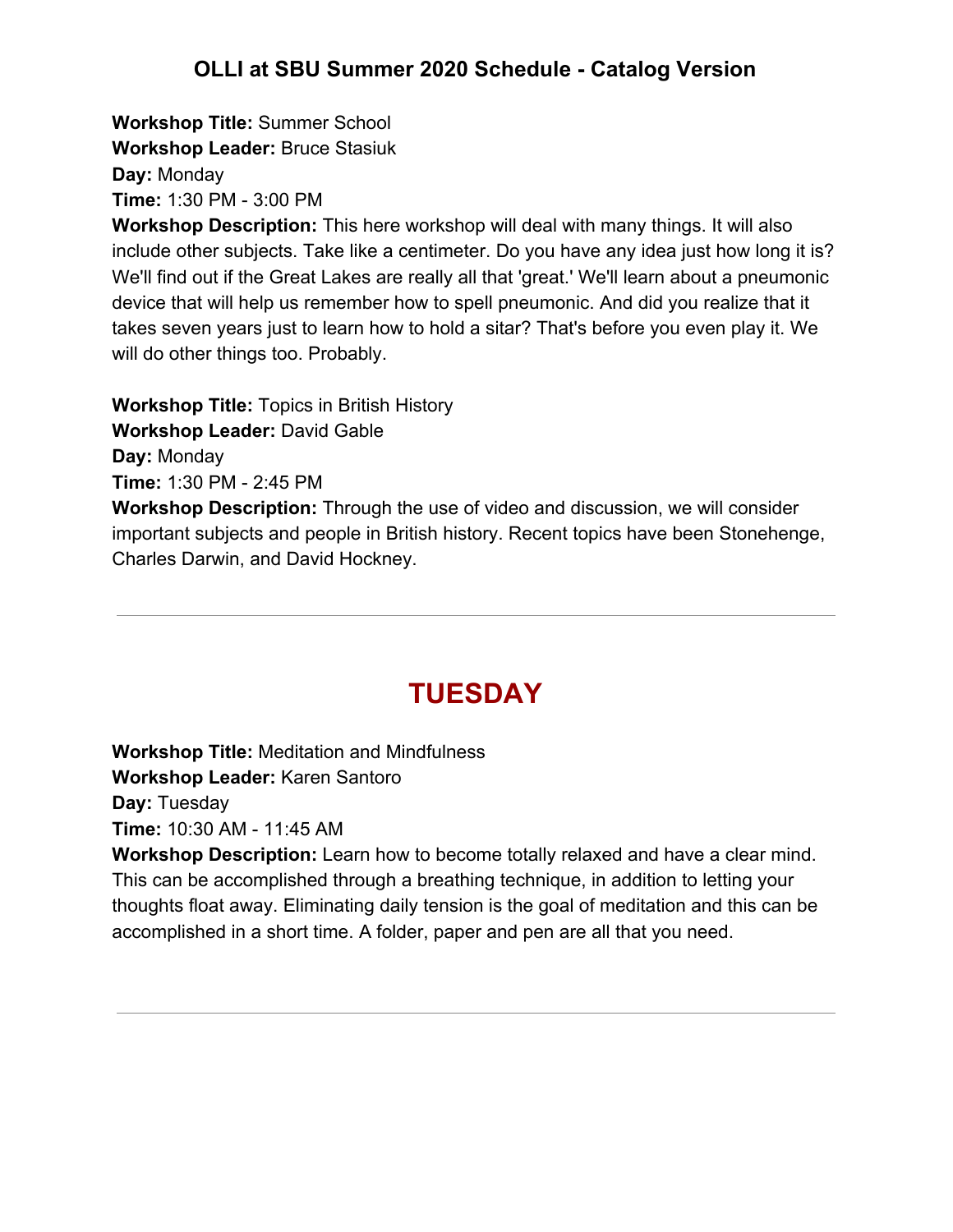## OLLI at SBU Summer 2020 Schedule - Catalog Version

**Workshop Title:** Summer School
**Workshop Leader:** Bruce Stasiuk
**Day:** Monday
**Time:** 1:30 PM - 3:00 PM
**Workshop Description:** This here workshop will deal with many things. It will also include other subjects. Take like a centimeter. Do you have any idea just how long it is? We'll find out if the Great Lakes are really all that 'great.' We'll learn about a pneumonic device that will help us remember how to spell pneumonic. And did you realize that it takes seven years just to learn how to hold a sitar? That's before you even play it. We will do other things too. Probably.

**Workshop Title:** Topics in British History
**Workshop Leader:** David Gable
**Day:** Monday
**Time:** 1:30 PM - 2:45 PM
**Workshop Description:** Through the use of video and discussion, we will consider important subjects and people in British history. Recent topics have been Stonehenge, Charles Darwin, and David Hockney.

---

# TUESDAY

**Workshop Title:** Meditation and Mindfulness
**Workshop Leader:** Karen Santoro
**Day:** Tuesday
**Time:** 10:30 AM - 11:45 AM
**Workshop Description:** Learn how to become totally relaxed and have a clear mind. This can be accomplished through a breathing technique, in addition to letting your thoughts float away. Eliminating daily tension is the goal of meditation and this can be accomplished in a short time. A folder, paper and pen are all that you need.

---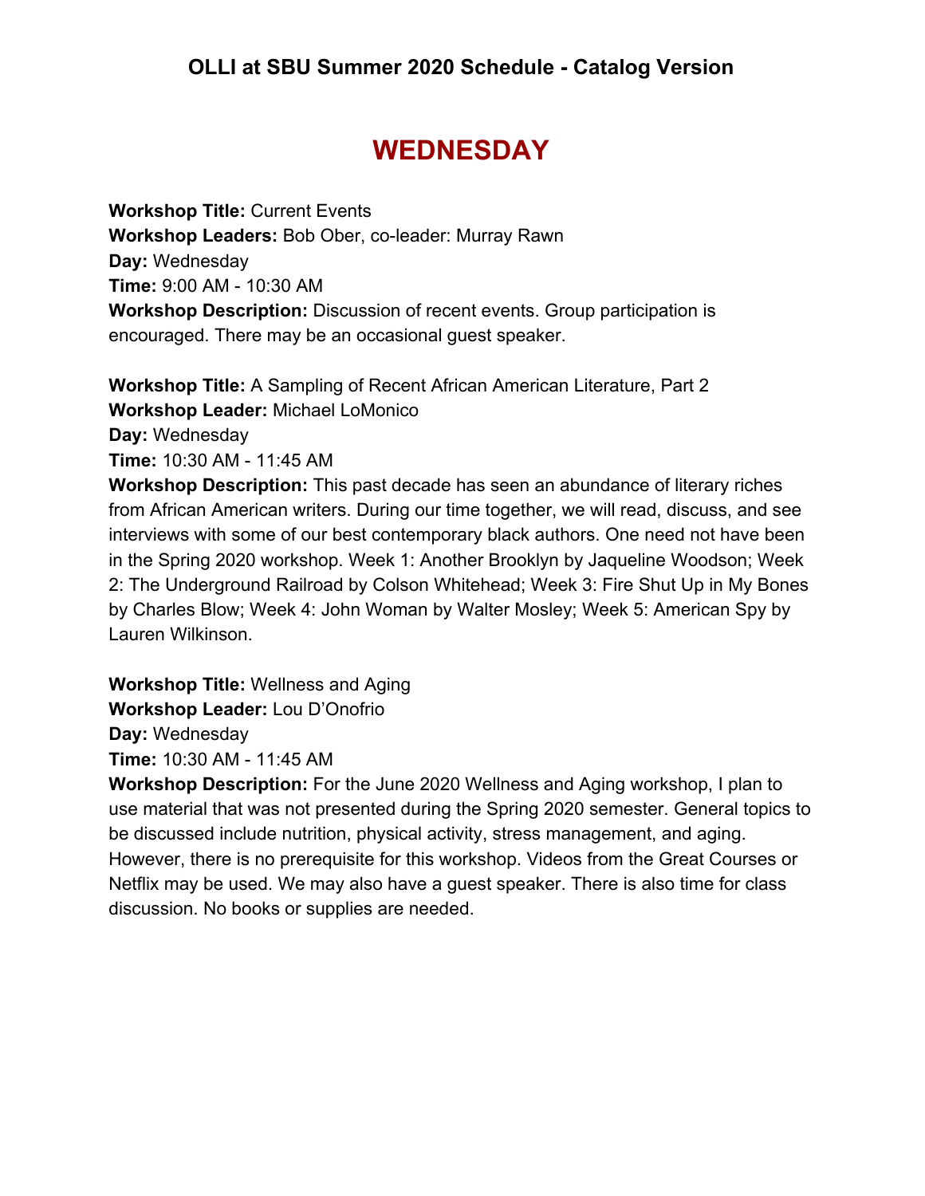## OLLI at SBU Summer 2020 Schedule - Catalog Version

# WEDNESDAY

**Workshop Title:** Current Events
**Workshop Leaders:** Bob Ober, co-leader: Murray Rawn
**Day:** Wednesday
**Time:** 9:00 AM - 10:30 AM
**Workshop Description:** Discussion of recent events. Group participation is encouraged. There may be an occasional guest speaker.

**Workshop Title:** A Sampling of Recent African American Literature, Part 2
**Workshop Leader:** Michael LoMonico
**Day:** Wednesday
**Time:** 10:30 AM - 11:45 AM
**Workshop Description:** This past decade has seen an abundance of literary riches from African American writers. During our time together, we will read, discuss, and see interviews with some of our best contemporary black authors. One need not have been in the Spring 2020 workshop. Week 1: Another Brooklyn by Jaqueline Woodson; Week 2: The Underground Railroad by Colson Whitehead; Week 3: Fire Shut Up in My Bones by Charles Blow; Week 4: John Woman by Walter Mosley; Week 5: American Spy by Lauren Wilkinson.

**Workshop Title:** Wellness and Aging
**Workshop Leader:** Lou D'Onofrio
**Day:** Wednesday
**Time:** 10:30 AM - 11:45 AM
**Workshop Description:** For the June 2020 Wellness and Aging workshop, I plan to use material that was not presented during the Spring 2020 semester. General topics to be discussed include nutrition, physical activity, stress management, and aging. However, there is no prerequisite for this workshop. Videos from the Great Courses or Netflix may be used. We may also have a guest speaker. There is also time for class discussion. No books or supplies are needed.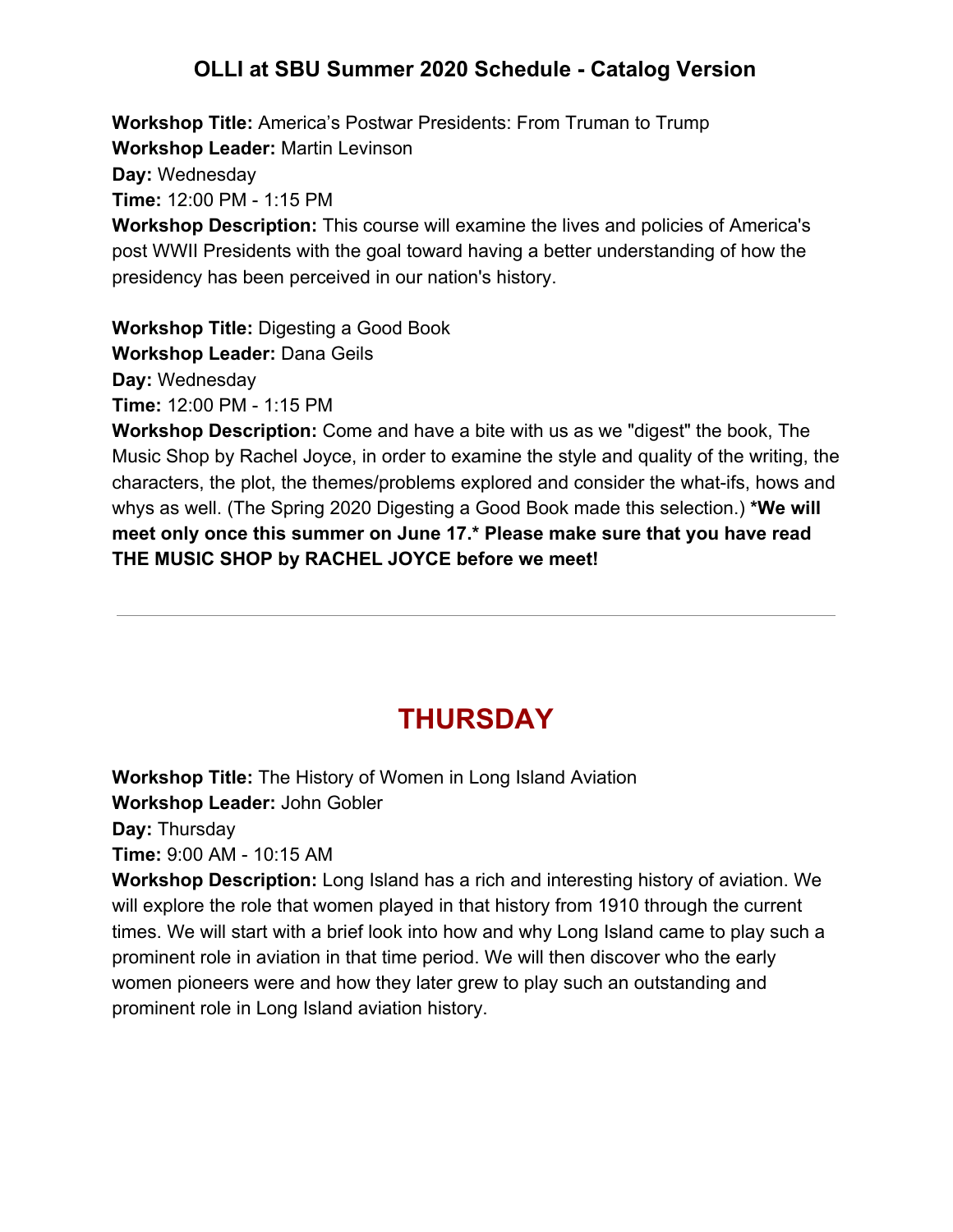**Workshop Title:** America's Postwar Presidents: From Truman to Trump
**Workshop Leader:** Martin Levinson
**Day:** Wednesday
**Time:** 12:00 PM - 1:15 PM
**Workshop Description:** This course will examine the lives and policies of America's post WWII Presidents with the goal toward having a better understanding of how the presidency has been perceived in our nation's history.

**Workshop Title:** Digesting a Good Book
**Workshop Leader:** Dana Geils
**Day:** Wednesday
**Time:** 12:00 PM - 1:15 PM
**Workshop Description:** Come and have a bite with us as we "digest" the book, The Music Shop by Rachel Joyce, in order to examine the style and quality of the writing, the characters, the plot, the themes/problems explored and consider the what-ifs, hows and whys as well. (The Spring 2020 Digesting a Good Book made this selection.) **\*We will meet only once this summer on June 17.\* Please make sure that you have read THE MUSIC SHOP by RACHEL JOYCE before we meet!**

---

## THURSDAY

**Workshop Title:** The History of Women in Long Island Aviation
**Workshop Leader:** John Gobler
**Day:** Thursday
**Time:** 9:00 AM - 10:15 AM
**Workshop Description:** Long Island has a rich and interesting history of aviation. We will explore the role that women played in that history from 1910 through the current times. We will start with a brief look into how and why Long Island came to play such a prominent role in aviation in that time period. We will then discover who the early women pioneers were and how they later grew to play such an outstanding and prominent role in Long Island aviation history.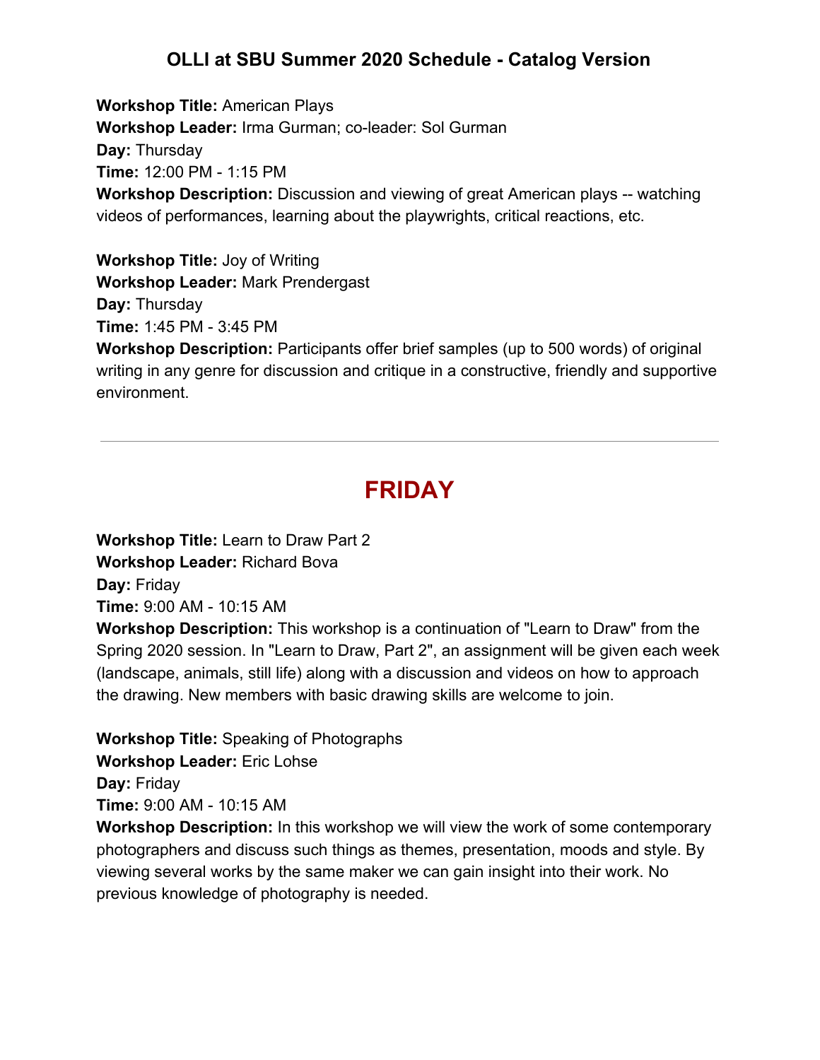**Workshop Title:** American Plays
**Workshop Leader:** Irma Gurman; co-leader: Sol Gurman
**Day:** Thursday
**Time:** 12:00 PM - 1:15 PM
**Workshop Description:** Discussion and viewing of great American plays -- watching videos of performances, learning about the playwrights, critical reactions, etc.

**Workshop Title:** Joy of Writing
**Workshop Leader:** Mark Prendergast
**Day:** Thursday
**Time:** 1:45 PM - 3:45 PM
**Workshop Description:** Participants offer brief samples (up to 500 words) of original writing in any genre for discussion and critique in a constructive, friendly and supportive environment.

---

## FRIDAY

**Workshop Title:** Learn to Draw Part 2
**Workshop Leader:** Richard Bova
**Day:** Friday
**Time:** 9:00 AM - 10:15 AM
**Workshop Description:** This workshop is a continuation of "Learn to Draw" from the Spring 2020 session. In "Learn to Draw, Part 2", an assignment will be given each week (landscape, animals, still life) along with a discussion and videos on how to approach the drawing. New members with basic drawing skills are welcome to join.

**Workshop Title:** Speaking of Photographs
**Workshop Leader:** Eric Lohse
**Day:** Friday
**Time:** 9:00 AM - 10:15 AM
**Workshop Description:** In this workshop we will view the work of some contemporary photographers and discuss such things as themes, presentation, moods and style. By viewing several works by the same maker we can gain insight into their work. No previous knowledge of photography is needed.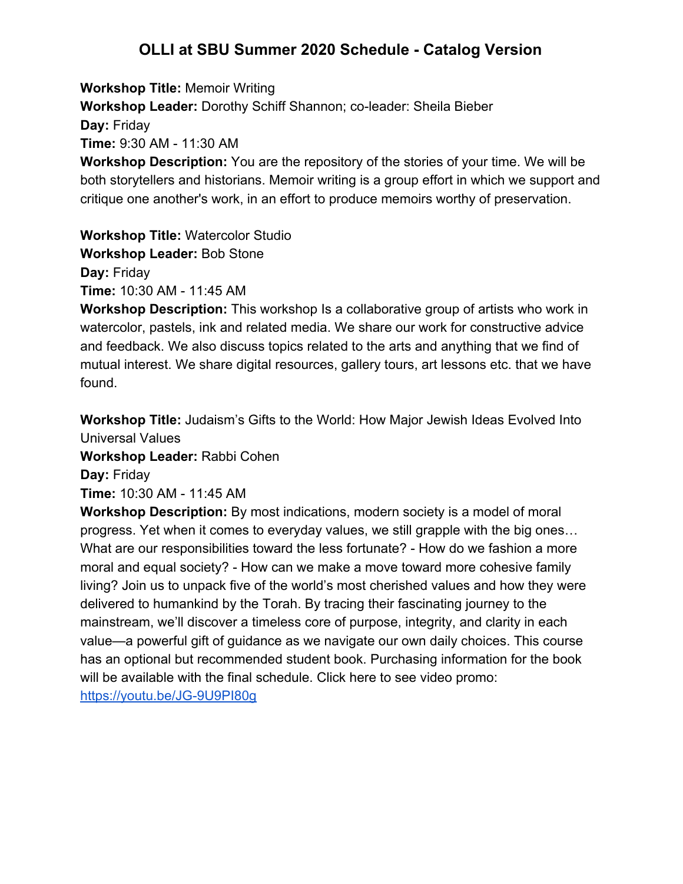# OLLI at SBU Summer 2020 Schedule - Catalog Version

**Workshop Title:** Memoir Writing
**Workshop Leader:** Dorothy Schiff Shannon; co-leader: Sheila Bieber
**Day:** Friday
**Time:** 9:30 AM - 11:30 AM
**Workshop Description:** You are the repository of the stories of your time. We will be both storytellers and historians. Memoir writing is a group effort in which we support and critique one another's work, in an effort to produce memoirs worthy of preservation.

**Workshop Title:** Watercolor Studio
**Workshop Leader:** Bob Stone
**Day:** Friday
**Time:** 10:30 AM - 11:45 AM
**Workshop Description:** This workshop Is a collaborative group of artists who work in watercolor, pastels, ink and related media. We share our work for constructive advice and feedback. We also discuss topics related to the arts and anything that we find of mutual interest. We share digital resources, gallery tours, art lessons etc. that we have found.

**Workshop Title:** Judaism's Gifts to the World: How Major Jewish Ideas Evolved Into Universal Values
**Workshop Leader:** Rabbi Cohen
**Day:** Friday
**Time:** 10:30 AM - 11:45 AM
**Workshop Description:** By most indications, modern society is a model of moral progress. Yet when it comes to everyday values, we still grapple with the big ones… What are our responsibilities toward the less fortunate? - How do we fashion a more moral and equal society? - How can we make a move toward more cohesive family living? Join us to unpack five of the world's most cherished values and how they were delivered to humankind by the Torah. By tracing their fascinating journey to the mainstream, we'll discover a timeless core of purpose, integrity, and clarity in each value—a powerful gift of guidance as we navigate our own daily choices. This course has an optional but recommended student book. Purchasing information for the book will be available with the final schedule. Click here to see video promo: [https://youtu.be/JG-9U9PI80g](https://youtu.be/JG-9U9PI80g)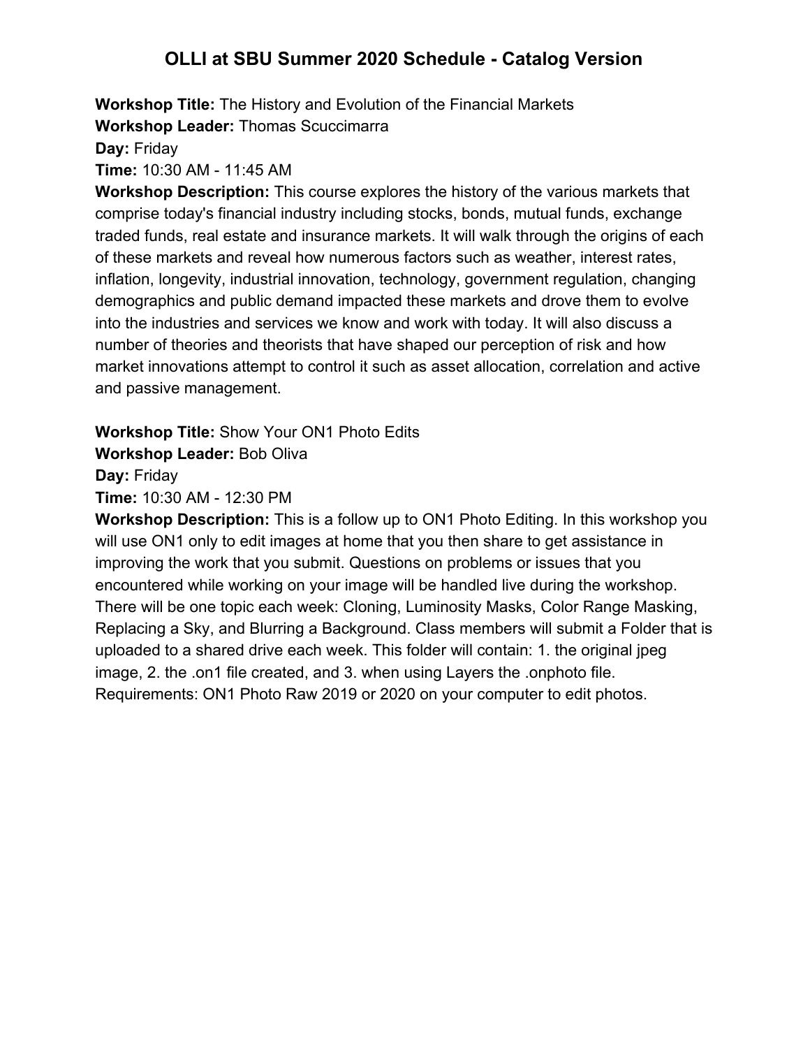# OLLI at SBU Summer 2020 Schedule - Catalog Version

**Workshop Title:** The History and Evolution of the Financial Markets
**Workshop Leader:** Thomas Scuccimarra
**Day:** Friday
**Time:** 10:30 AM - 11:45 AM
**Workshop Description:** This course explores the history of the various markets that comprise today's financial industry including stocks, bonds, mutual funds, exchange traded funds, real estate and insurance markets. It will walk through the origins of each of these markets and reveal how numerous factors such as weather, interest rates, inflation, longevity, industrial innovation, technology, government regulation, changing demographics and public demand impacted these markets and drove them to evolve into the industries and services we know and work with today. It will also discuss a number of theories and theorists that have shaped our perception of risk and how market innovations attempt to control it such as asset allocation, correlation and active and passive management.

**Workshop Title:** Show Your ON1 Photo Edits
**Workshop Leader:** Bob Oliva
**Day:** Friday
**Time:** 10:30 AM - 12:30 PM
**Workshop Description:** This is a follow up to ON1 Photo Editing. In this workshop you will use ON1 only to edit images at home that you then share to get assistance in improving the work that you submit. Questions on problems or issues that you encountered while working on your image will be handled live during the workshop. There will be one topic each week: Cloning, Luminosity Masks, Color Range Masking, Replacing a Sky, and Blurring a Background. Class members will submit a Folder that is uploaded to a shared drive each week. This folder will contain: 1. the original jpeg image, 2. the .on1 file created, and 3. when using Layers the .onphoto file. Requirements: ON1 Photo Raw 2019 or 2020 on your computer to edit photos.